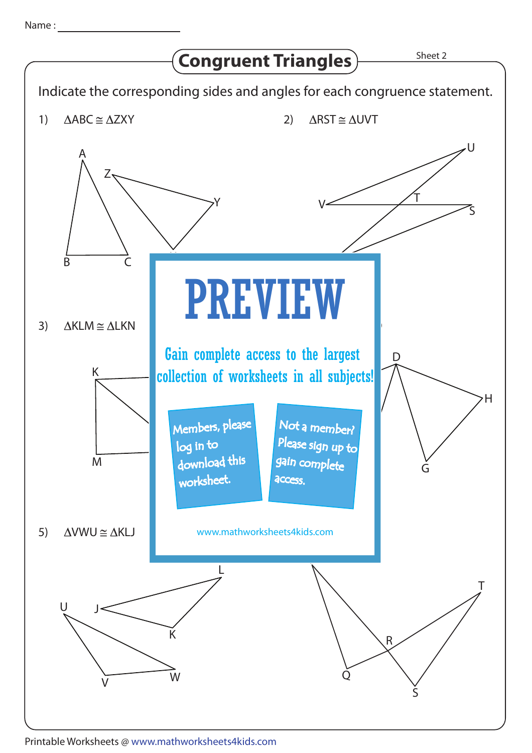Name : ____________________

# Congruent Triangles

Sheet 2

Indicate the corresponding sides and angles for each congruence statement.

1) ΔABC ≅ ΔZXY

2) ΔRST ≅ ΔUVT

3) ΔKLM ≅ ΔLKN

5) ΔVWU ≅ ΔKLJ

**PREVIEW**

Gain complete access to the largest collection of worksheets in all subjects!

Members, please log in to download this worksheet.

Not a member? Please sign up to gain complete access.

www.mathworksheets4kids.com

Printable Worksheets @ www.mathworksheets4kids.com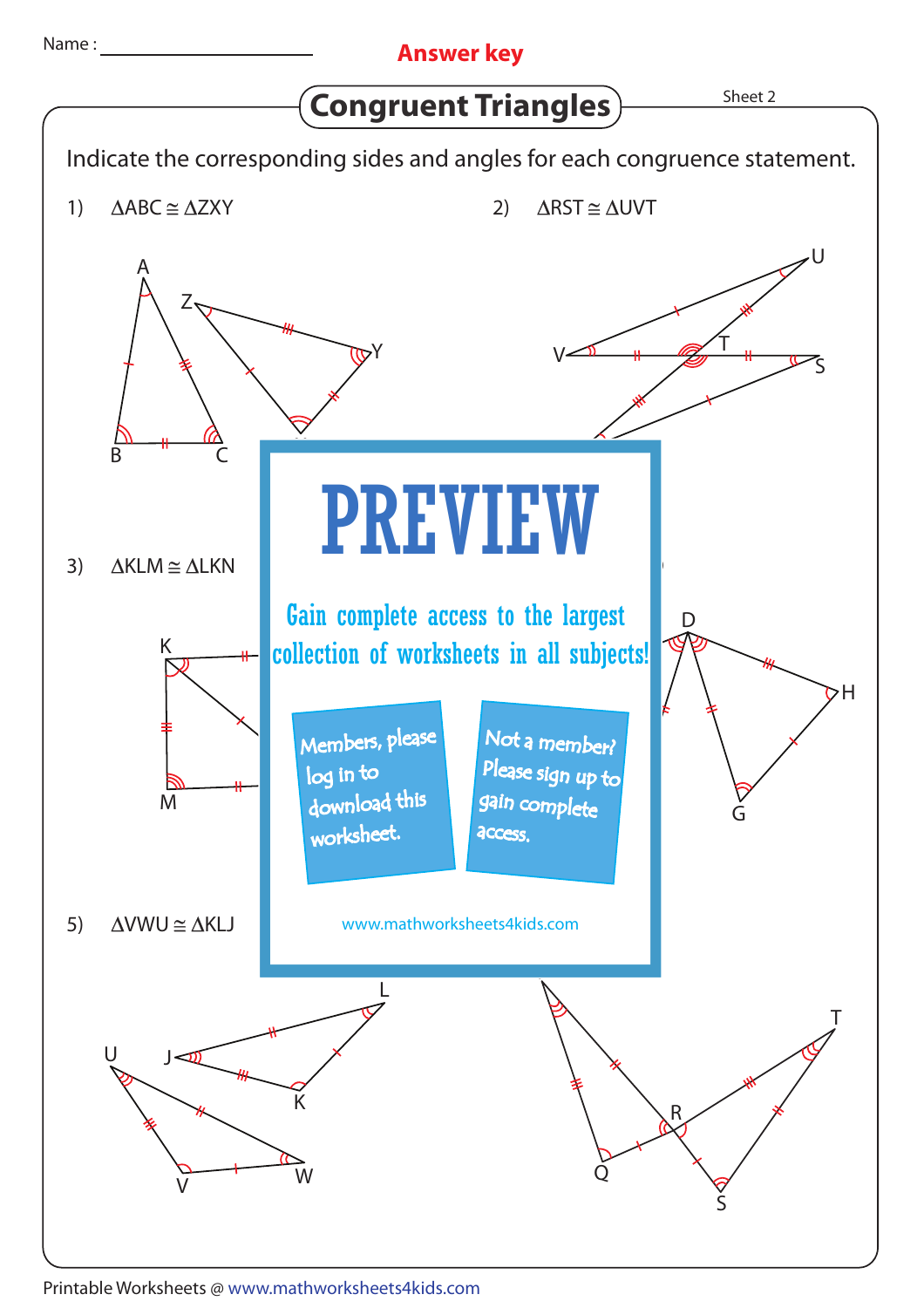Name : ____________________

**Answer key**

# Congruent Triangles

Sheet 2

Indicate the corresponding sides and angles for each congruence statement.

1) $\Delta ABC \cong \Delta ZXY$

2) $\Delta RST \cong \Delta UVT$

3) $\Delta KLM \cong \Delta LKN$

5) $\Delta VWU \cong \Delta KLJ$

A, Z, Y, B, C

U, V, T, S

K, M

D, H, G

L, J, U, K, V, W

T, R, Q, S

PREVIEW

Gain complete access to the largest collection of worksheets in all subjects!

Members, please log in to download this worksheet.

Not a member? Please sign up to gain complete access.

www.mathworksheets4kids.com

Printable Worksheets @ www.mathworksheets4kids.com